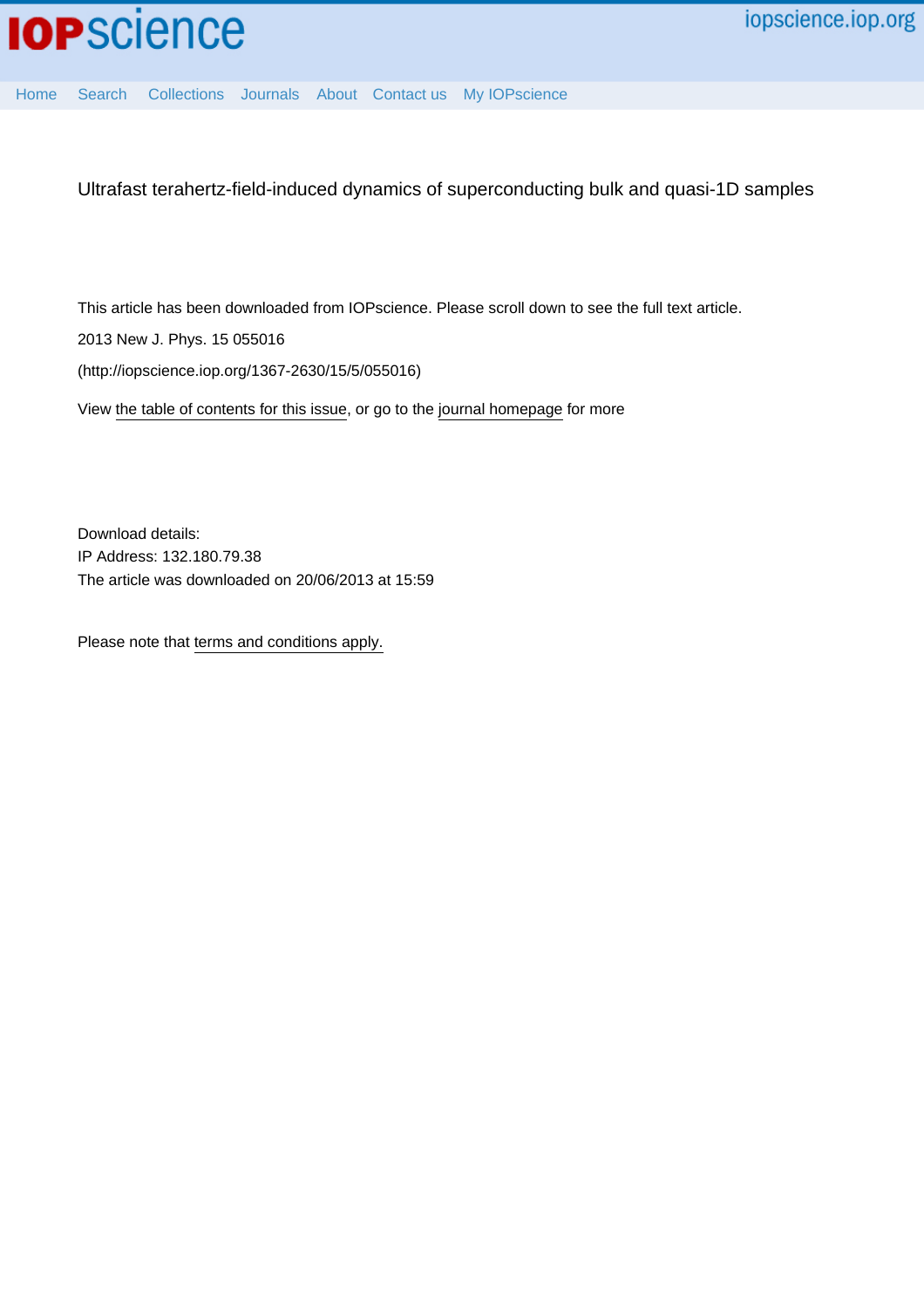IOPscience

iopscience.iop.org

Home Search Collections Journals About Contact us My IOPscience

Ultrafast terahertz-field-induced dynamics of superconducting bulk and quasi-1D samples

This article has been downloaded from IOPscience. Please scroll down to see the full text article.

2013 New J. Phys. 15 055016

(http://iopscience.iop.org/1367-2630/15/5/055016)

View the table of contents for this issue, or go to the journal homepage for more

Download details:

IP Address: 132.180.79.38

The article was downloaded on 20/06/2013 at 15:59

Please note that terms and conditions apply.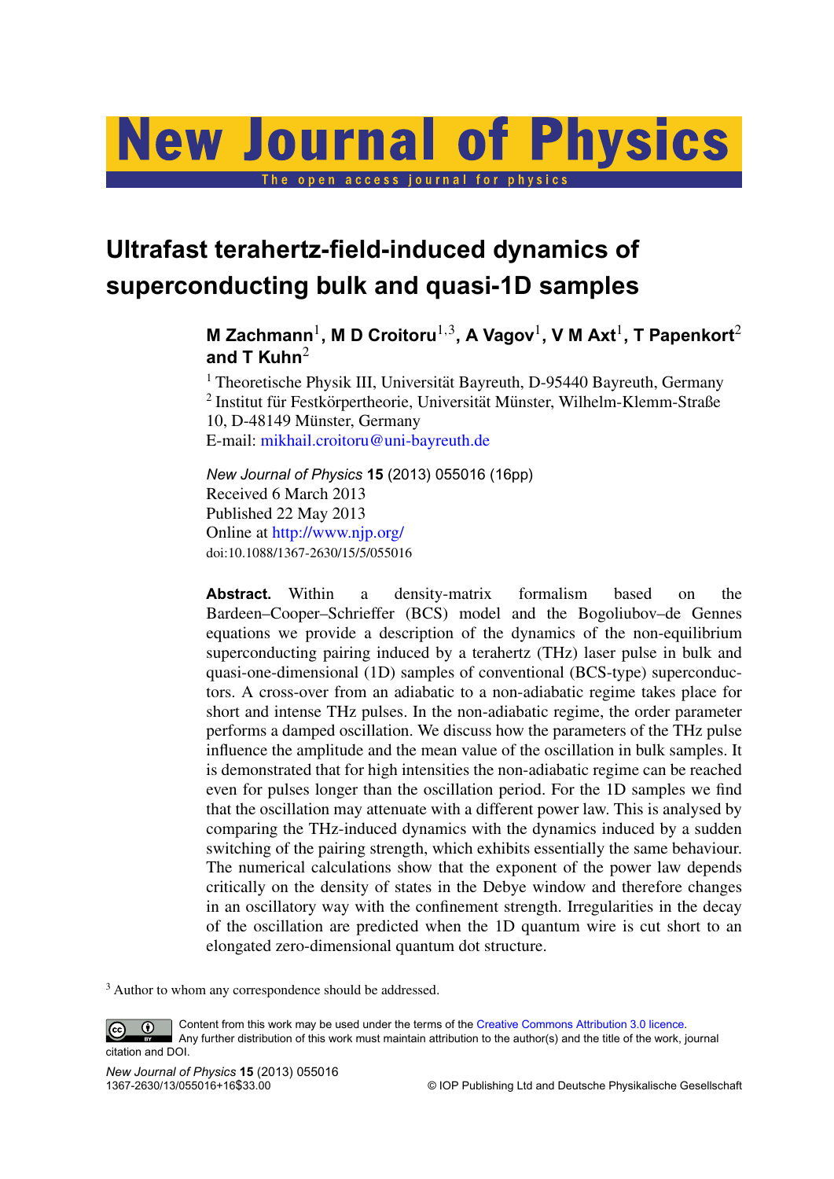# Ultrafast terahertz-field-induced dynamics of superconducting bulk and quasi-1D samples

**M Zachmann[1], M D Croitoru[1,3], A Vagov[1], V M Axt[1], T Papenkort[2] and T Kuhn[2]**

[1] Theoretische Physik III, Universität Bayreuth, D-95440 Bayreuth, Germany
[2] Institut für Festkörpertheorie, Universität Münster, Wilhelm-Klemm-Straße 10, D-48149 Münster, Germany
E-mail: mikhail.croitoru@uni-bayreuth.de

*New Journal of Physics* **15** (2013) 055016 (16pp)
Received 6 March 2013
Published 22 May 2013
Online at http://www.njp.org/
doi:10.1088/1367-2630/15/5/055016

**Abstract.** Within a density-matrix formalism based on the Bardeen–Cooper–Schrieffer (BCS) model and the Bogoliubov–de Gennes equations we provide a description of the dynamics of the non-equilibrium superconducting pairing induced by a terahertz (THz) laser pulse in bulk and quasi-one-dimensional (1D) samples of conventional (BCS-type) superconductors. A cross-over from an adiabatic to a non-adiabatic regime takes place for short and intense THz pulses. In the non-adiabatic regime, the order parameter performs a damped oscillation. We discuss how the parameters of the THz pulse influence the amplitude and the mean value of the oscillation in bulk samples. It is demonstrated that for high intensities the non-adiabatic regime can be reached even for pulses longer than the oscillation period. For the 1D samples we find that the oscillation may attenuate with a different power law. This is analysed by comparing the THz-induced dynamics with the dynamics induced by a sudden switching of the pairing strength, which exhibits essentially the same behaviour. The numerical calculations show that the exponent of the power law depends critically on the density of states in the Debye window and therefore changes in an oscillatory way with the confinement strength. Irregularities in the decay of the oscillation are predicted when the 1D quantum wire is cut short to an elongated zero-dimensional quantum dot structure.

[3] Author to whom any correspondence should be addressed.

Content from this work may be used under the terms of the Creative Commons Attribution 3.0 licence. Any further distribution of this work must maintain attribution to the author(s) and the title of the work, journal citation and DOI.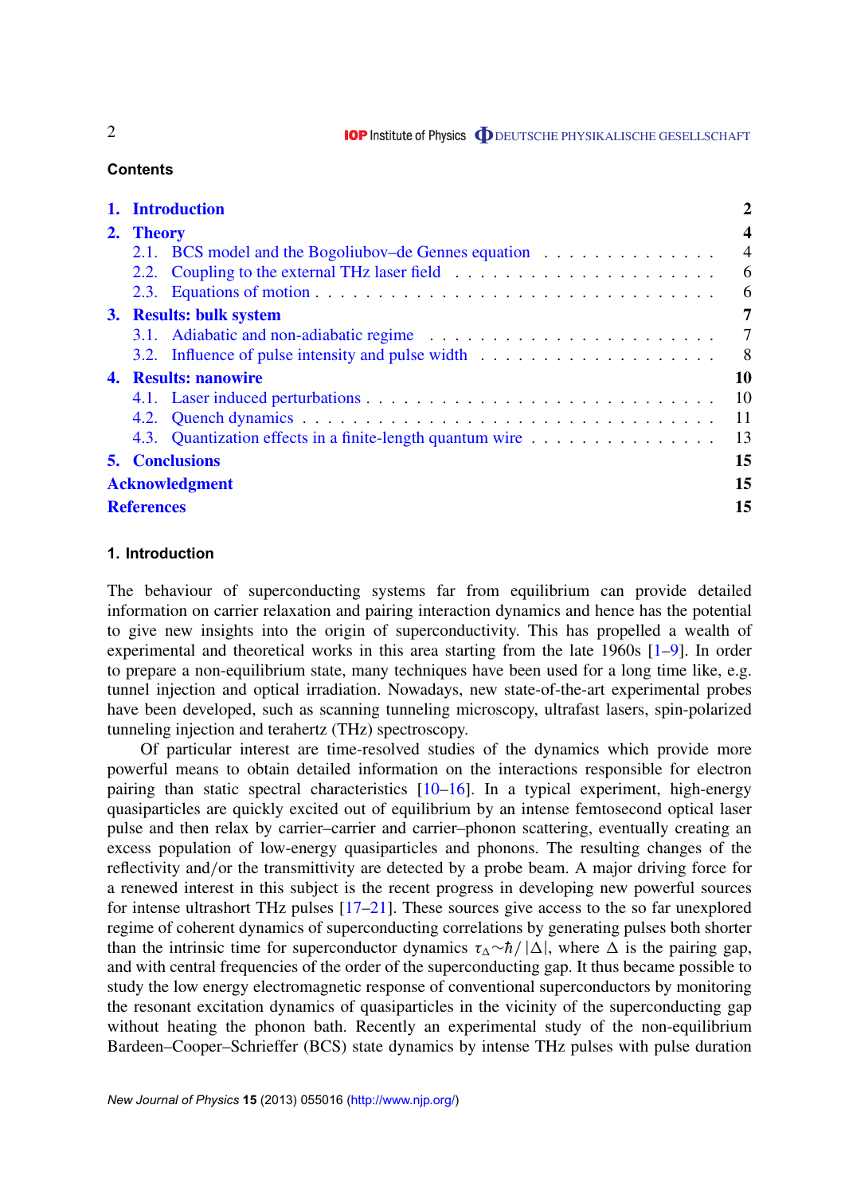## Contents

| | |
|---|---|
| **1. Introduction** | **2** |
| **2. Theory** | **4** |
| 2.1. BCS model and the Bogoliubov–de Gennes equation | 4 |
| 2.2. Coupling to the external THz laser field | 6 |
| 2.3. Equations of motion | 6 |
| **3. Results: bulk system** | **7** |
| 3.1. Adiabatic and non-adiabatic regime | 7 |
| 3.2. Influence of pulse intensity and pulse width | 8 |
| **4. Results: nanowire** | **10** |
| 4.1. Laser induced perturbations | 10 |
| 4.2. Quench dynamics | 11 |
| 4.3. Quantization effects in a finite-length quantum wire | 13 |
| **5. Conclusions** | **15** |
| **Acknowledgment** | **15** |
| **References** | **15** |

## 1. Introduction

The behaviour of superconducting systems far from equilibrium can provide detailed information on carrier relaxation and pairing interaction dynamics and hence has the potential to give new insights into the origin of superconductivity. This has propelled a wealth of experimental and theoretical works in this area starting from the late 1960s [1–9]. In order to prepare a non-equilibrium state, many techniques have been used for a long time like, e.g. tunnel injection and optical irradiation. Nowadays, new state-of-the-art experimental probes have been developed, such as scanning tunneling microscopy, ultrafast lasers, spin-polarized tunneling injection and terahertz (THz) spectroscopy.

Of particular interest are time-resolved studies of the dynamics which provide more powerful means to obtain detailed information on the interactions responsible for electron pairing than static spectral characteristics [10–16]. In a typical experiment, high-energy quasiparticles are quickly excited out of equilibrium by an intense femtosecond optical laser pulse and then relax by carrier–carrier and carrier–phonon scattering, eventually creating an excess population of low-energy quasiparticles and phonons. The resulting changes of the reflectivity and/or the transmittivity are detected by a probe beam. A major driving force for a renewed interest in this subject is the recent progress in developing new powerful sources for intense ultrashort THz pulses [17–21]. These sources give access to the so far unexplored regime of coherent dynamics of superconducting correlations by generating pulses both shorter than the intrinsic time for superconductor dynamics $\tau_\Delta \sim \hbar/|\Delta|$, where $\Delta$ is the pairing gap, and with central frequencies of the order of the superconducting gap. It thus became possible to study the low energy electromagnetic response of conventional superconductors by monitoring the resonant excitation dynamics of quasiparticles in the vicinity of the superconducting gap without heating the phonon bath. Recently an experimental study of the non-equilibrium Bardeen–Cooper–Schrieffer (BCS) state dynamics by intense THz pulses with pulse duration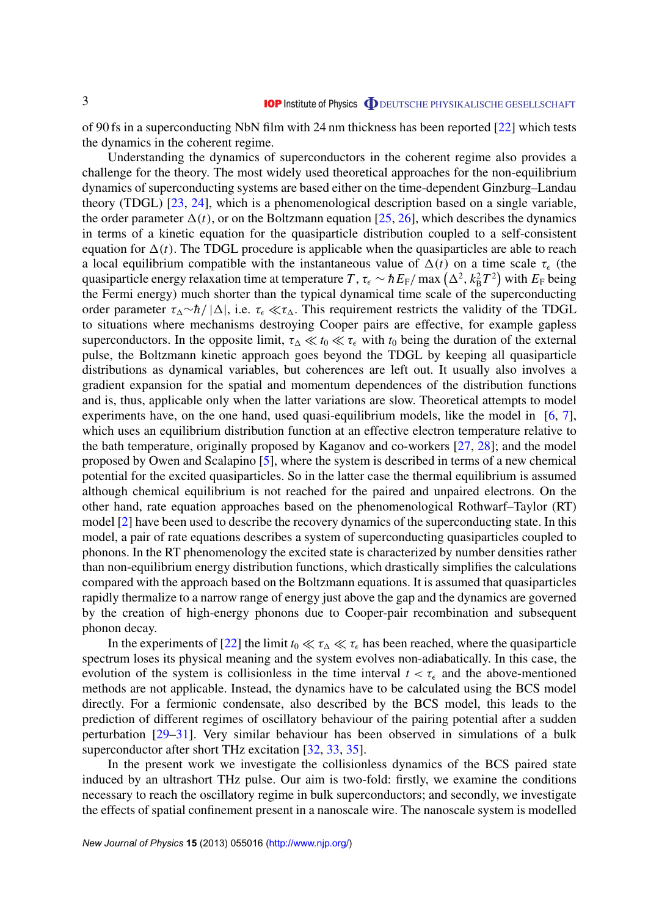of 90 fs in a superconducting NbN film with 24 nm thickness has been reported [22] which tests the dynamics in the coherent regime.

Understanding the dynamics of superconductors in the coherent regime also provides a challenge for the theory. The most widely used theoretical approaches for the non-equilibrium dynamics of superconducting systems are based either on the time-dependent Ginzburg–Landau theory (TDGL) [23, 24], which is a phenomenological description based on a single variable, the order parameter $\Delta(t)$, or on the Boltzmann equation [25, 26], which describes the dynamics in terms of a kinetic equation for the quasiparticle distribution coupled to a self-consistent equation for $\Delta(t)$. The TDGL procedure is applicable when the quasiparticles are able to reach a local equilibrium compatible with the instantaneous value of $\Delta(t)$ on a time scale $\tau_\epsilon$ (the quasiparticle energy relaxation time at temperature $T$, $\tau_\epsilon \sim \hbar E_{\mathrm{F}}/\max\left(\Delta^2, k_{\mathrm{B}}^2 T^2\right)$ with $E_{\mathrm{F}}$ being the Fermi energy) much shorter than the typical dynamical time scale of the superconducting order parameter $\tau_\Delta \sim \hbar/|\Delta|$, i.e. $\tau_\epsilon \ll \tau_\Delta$. This requirement restricts the validity of the TDGL to situations where mechanisms destroying Cooper pairs are effective, for example gapless superconductors. In the opposite limit, $\tau_\Delta \ll t_0 \ll \tau_\epsilon$ with $t_0$ being the duration of the external pulse, the Boltzmann kinetic approach goes beyond the TDGL by keeping all quasiparticle distributions as dynamical variables, but coherences are left out. It usually also involves a gradient expansion for the spatial and momentum dependences of the distribution functions and is, thus, applicable only when the latter variations are slow. Theoretical attempts to model experiments have, on the one hand, used quasi-equilibrium models, like the model in [6, 7], which uses an equilibrium distribution function at an effective electron temperature relative to the bath temperature, originally proposed by Kaganov and co-workers [27, 28]; and the model proposed by Owen and Scalapino [5], where the system is described in terms of a new chemical potential for the excited quasiparticles. So in the latter case the thermal equilibrium is assumed although chemical equilibrium is not reached for the paired and unpaired electrons. On the other hand, rate equation approaches based on the phenomenological Rothwarf–Taylor (RT) model [2] have been used to describe the recovery dynamics of the superconducting state. In this model, a pair of rate equations describes a system of superconducting quasiparticles coupled to phonons. In the RT phenomenology the excited state is characterized by number densities rather than non-equilibrium energy distribution functions, which drastically simplifies the calculations compared with the approach based on the Boltzmann equations. It is assumed that quasiparticles rapidly thermalize to a narrow range of energy just above the gap and the dynamics are governed by the creation of high-energy phonons due to Cooper-pair recombination and subsequent phonon decay.

In the experiments of [22] the limit $t_0 \ll \tau_\Delta \ll \tau_\epsilon$ has been reached, where the quasiparticle spectrum loses its physical meaning and the system evolves non-adiabatically. In this case, the evolution of the system is collisionless in the time interval $t < \tau_\epsilon$ and the above-mentioned methods are not applicable. Instead, the dynamics have to be calculated using the BCS model directly. For a fermionic condensate, also described by the BCS model, this leads to the prediction of different regimes of oscillatory behaviour of the pairing potential after a sudden perturbation [29–31]. Very similar behaviour has been observed in simulations of a bulk superconductor after short THz excitation [32, 33, 35].

In the present work we investigate the collisionless dynamics of the BCS paired state induced by an ultrashort THz pulse. Our aim is two-fold: firstly, we examine the conditions necessary to reach the oscillatory regime in bulk superconductors; and secondly, we investigate the effects of spatial confinement present in a nanoscale wire. The nanoscale system is modelled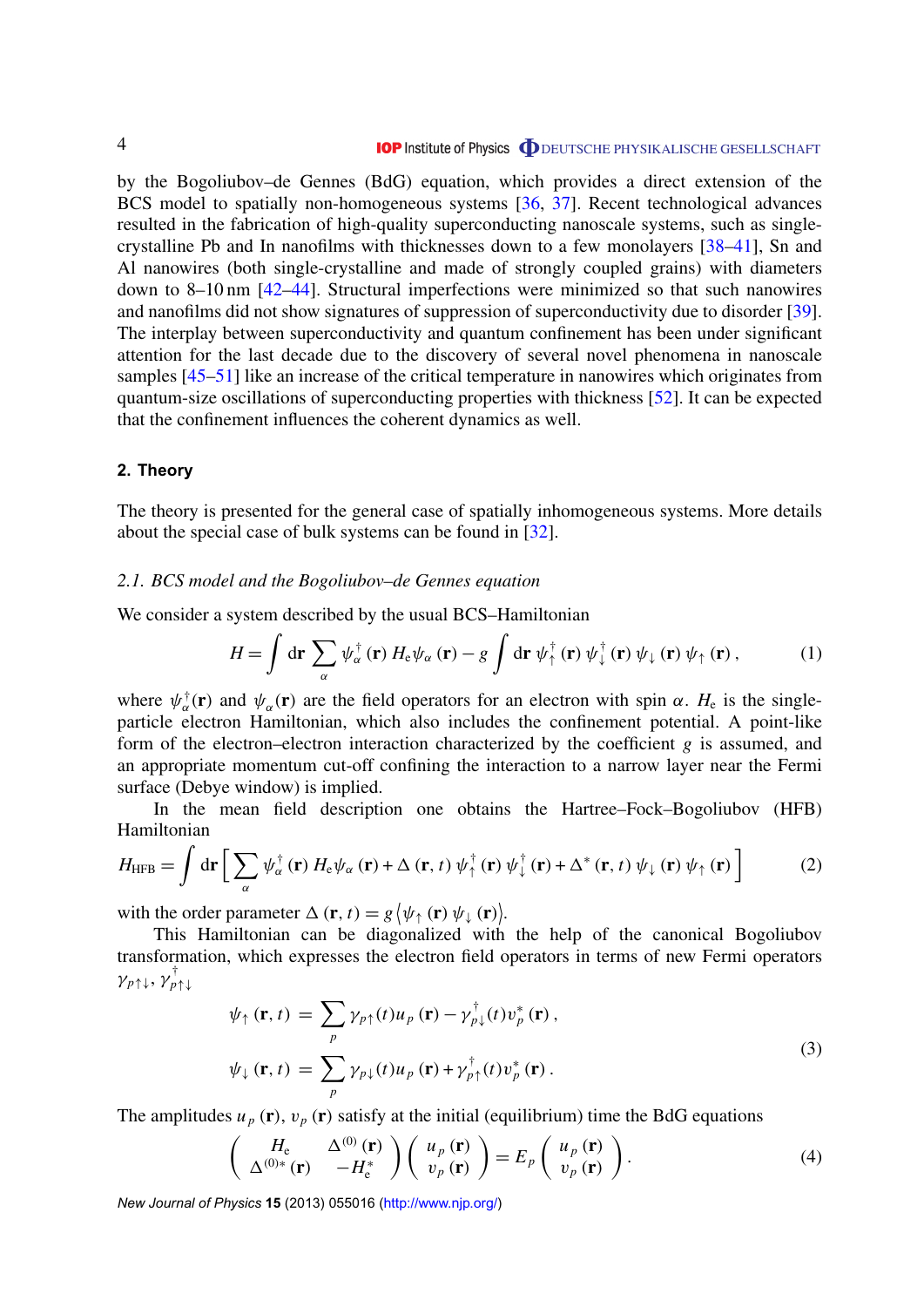by the Bogoliubov–de Gennes (BdG) equation, which provides a direct extension of the BCS model to spatially non-homogeneous systems [36, 37]. Recent technological advances resulted in the fabrication of high-quality superconducting nanoscale systems, such as single-crystalline Pb and In nanofilms with thicknesses down to a few monolayers [38–41], Sn and Al nanowires (both single-crystalline and made of strongly coupled grains) with diameters down to 8–10 nm [42–44]. Structural imperfections were minimized so that such nanowires and nanofilms did not show signatures of suppression of superconductivity due to disorder [39]. The interplay between superconductivity and quantum confinement has been under significant attention for the last decade due to the discovery of several novel phenomena in nanoscale samples [45–51] like an increase of the critical temperature in nanowires which originates from quantum-size oscillations of superconducting properties with thickness [52]. It can be expected that the confinement influences the coherent dynamics as well.

## 2. Theory

The theory is presented for the general case of spatially inhomogeneous systems. More details about the special case of bulk systems can be found in [32].

### 2.1. BCS model and the Bogoliubov–de Gennes equation

We consider a system described by the usual BCS–Hamiltonian

$$H = \int \mathrm{d}\mathbf{r} \sum_{\alpha} \psi_{\alpha}^{\dagger}(\mathbf{r})\, H_{\mathrm{e}} \psi_{\alpha}(\mathbf{r}) - g \int \mathrm{d}\mathbf{r}\; \psi_{\uparrow}^{\dagger}(\mathbf{r})\, \psi_{\downarrow}^{\dagger}(\mathbf{r})\, \psi_{\downarrow}(\mathbf{r})\, \psi_{\uparrow}(\mathbf{r}), \tag{1}$$

where $\psi_{\alpha}^{\dagger}(\mathbf{r})$ and $\psi_{\alpha}(\mathbf{r})$ are the field operators for an electron with spin $\alpha$. $H_{\mathrm{e}}$ is the single-particle electron Hamiltonian, which also includes the confinement potential. A point-like form of the electron–electron interaction characterized by the coefficient $g$ is assumed, and an appropriate momentum cut-off confining the interaction to a narrow layer near the Fermi surface (Debye window) is implied.

In the mean field description one obtains the Hartree–Fock–Bogoliubov (HFB) Hamiltonian

$$H_{\mathrm{HFB}} = \int \mathrm{d}\mathbf{r} \left[ \sum_{\alpha} \psi_{\alpha}^{\dagger}(\mathbf{r})\, H_{\mathrm{e}} \psi_{\alpha}(\mathbf{r}) + \Delta(\mathbf{r},t)\, \psi_{\uparrow}^{\dagger}(\mathbf{r})\, \psi_{\downarrow}^{\dagger}(\mathbf{r}) + \Delta^{*}(\mathbf{r},t)\, \psi_{\downarrow}(\mathbf{r})\, \psi_{\uparrow}(\mathbf{r}) \right] \tag{2}$$

with the order parameter $\Delta(\mathbf{r},t) = g\left\langle \psi_{\uparrow}(\mathbf{r})\, \psi_{\downarrow}(\mathbf{r}) \right\rangle$.

This Hamiltonian can be diagonalized with the help of the canonical Bogoliubov transformation, which expresses the electron field operators in terms of new Fermi operators $\gamma_{p\uparrow\downarrow}$, $\gamma_{p\uparrow\downarrow}^{\dagger}$

$$\begin{aligned} \psi_{\uparrow}(\mathbf{r},t) &= \sum_{p} \gamma_{p\uparrow}(t) u_{p}(\mathbf{r}) - \gamma_{p\downarrow}^{\dagger}(t) v_{p}^{*}(\mathbf{r}), \\ \psi_{\downarrow}(\mathbf{r},t) &= \sum_{p} \gamma_{p\downarrow}(t) u_{p}(\mathbf{r}) + \gamma_{p\uparrow}^{\dagger}(t) v_{p}^{*}(\mathbf{r}). \end{aligned} \tag{3}$$

The amplitudes $u_{p}(\mathbf{r})$, $v_{p}(\mathbf{r})$ satisfy at the initial (equilibrium) time the BdG equations

$$\begin{pmatrix} H_{\mathrm{e}} & \Delta^{(0)}(\mathbf{r}) \\ \Delta^{(0)*}(\mathbf{r}) & -H_{\mathrm{e}}^{*} \end{pmatrix} \begin{pmatrix} u_{p}(\mathbf{r}) \\ v_{p}(\mathbf{r}) \end{pmatrix} = E_{p} \begin{pmatrix} u_{p}(\mathbf{r}) \\ v_{p}(\mathbf{r}) \end{pmatrix}. \tag{4}$$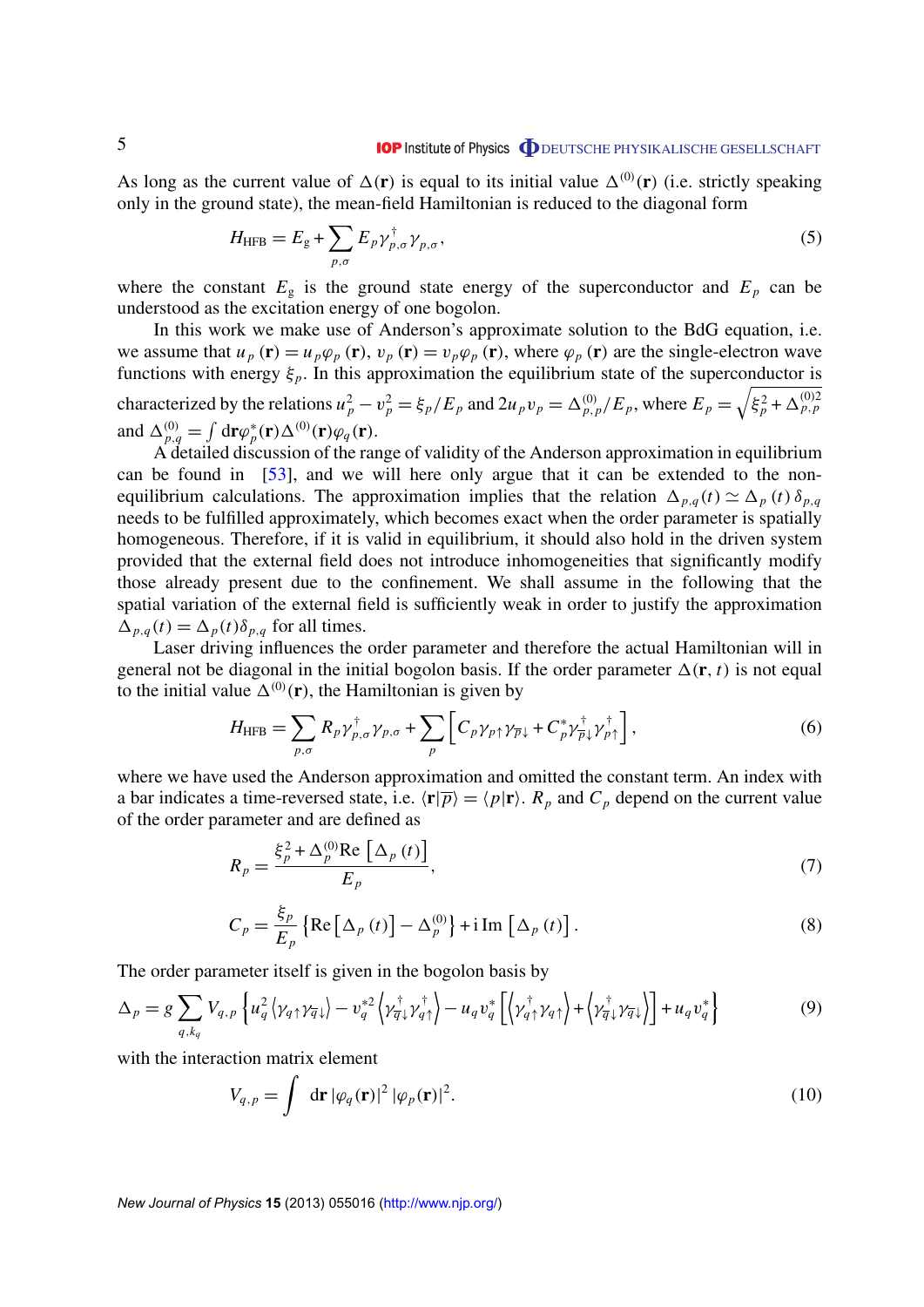As long as the current value of $\Delta(\mathbf{r})$ is equal to its initial value $\Delta^{(0)}(\mathbf{r})$ (i.e. strictly speaking only in the ground state), the mean-field Hamiltonian is reduced to the diagonal form

$$H_{\mathrm{HFB}} = E_{\mathrm{g}} + \sum_{p,\sigma} E_p \gamma_{p,\sigma}^{\dagger} \gamma_{p,\sigma}, \tag{5}$$

where the constant $E_{\mathrm{g}}$ is the ground state energy of the superconductor and $E_p$ can be understood as the excitation energy of one bogolon.

In this work we make use of Anderson's approximate solution to the BdG equation, i.e. we assume that $u_p(\mathbf{r}) = u_p \varphi_p(\mathbf{r})$, $v_p(\mathbf{r}) = v_p \varphi_p(\mathbf{r})$, where $\varphi_p(\mathbf{r})$ are the single-electron wave functions with energy $\xi_p$. In this approximation the equilibrium state of the superconductor is characterized by the relations $u_p^2 - v_p^2 = \xi_p / E_p$ and $2u_p v_p = \Delta_{p,p}^{(0)} / E_p$, where $E_p = \sqrt{\xi_p^2 + \Delta_{p,p}^{(0)2}}$ and $\Delta_{p,q}^{(0)} = \int \mathrm{d}\mathbf{r} \varphi_p^*(\mathbf{r}) \Delta^{(0)}(\mathbf{r}) \varphi_q(\mathbf{r})$.

A detailed discussion of the range of validity of the Anderson approximation in equilibrium can be found in [53], and we will here only argue that it can be extended to the non-equilibrium calculations. The approximation implies that the relation $\Delta_{p,q}(t) \simeq \Delta_p(t) \delta_{p,q}$ needs to be fulfilled approximately, which becomes exact when the order parameter is spatially homogeneous. Therefore, if it is valid in equilibrium, it should also hold in the driven system provided that the external field does not introduce inhomogeneities that significantly modify those already present due to the confinement. We shall assume in the following that the spatial variation of the external field is sufficiently weak in order to justify the approximation $\Delta_{p,q}(t) = \Delta_p(t) \delta_{p,q}$ for all times.

Laser driving influences the order parameter and therefore the actual Hamiltonian will in general not be diagonal in the initial bogolon basis. If the order parameter $\Delta(\mathbf{r}, t)$ is not equal to the initial value $\Delta^{(0)}(\mathbf{r})$, the Hamiltonian is given by

$$H_{\mathrm{HFB}} = \sum_{p,\sigma} R_p \gamma_{p,\sigma}^{\dagger} \gamma_{p,\sigma} + \sum_{p} \left[ C_p \gamma_{p\uparrow} \gamma_{\overline{p}\downarrow} + C_p^* \gamma_{\overline{p}\downarrow}^{\dagger} \gamma_{p\uparrow}^{\dagger} \right], \tag{6}$$

where we have used the Anderson approximation and omitted the constant term. An index with a bar indicates a time-reversed state, i.e. $\langle \mathbf{r} | \overline{p} \rangle = \langle p | \mathbf{r} \rangle$. $R_p$ and $C_p$ depend on the current value of the order parameter and are defined as

$$R_p = \frac{\xi_p^2 + \Delta_p^{(0)} \mathrm{Re}\left[\Delta_p(t)\right]}{E_p}, \tag{7}$$

$$C_p = \frac{\xi_p}{E_p} \left\{ \mathrm{Re}\left[\Delta_p(t)\right] - \Delta_p^{(0)} \right\} + \mathrm{i}\, \mathrm{Im}\left[\Delta_p(t)\right]. \tag{8}$$

The order parameter itself is given in the bogolon basis by

$$\Delta_p = g \sum_{q,k_q} V_{q,p} \left\{ u_q^2 \left\langle \gamma_{q\uparrow} \gamma_{\overline{q}\downarrow} \right\rangle - v_q^{*2} \left\langle \gamma_{\overline{q}\downarrow}^{\dagger} \gamma_{q\uparrow}^{\dagger} \right\rangle - u_q v_q^* \left[ \left\langle \gamma_{q\uparrow}^{\dagger} \gamma_{q\uparrow} \right\rangle + \left\langle \gamma_{\overline{q}\downarrow}^{\dagger} \gamma_{\overline{q}\downarrow} \right\rangle \right] + u_q v_q^* \right\} \tag{9}$$

with the interaction matrix element

$$V_{q,p} = \int \mathrm{d}\mathbf{r} \, |\varphi_q(\mathbf{r})|^2 \, |\varphi_p(\mathbf{r})|^2. \tag{10}$$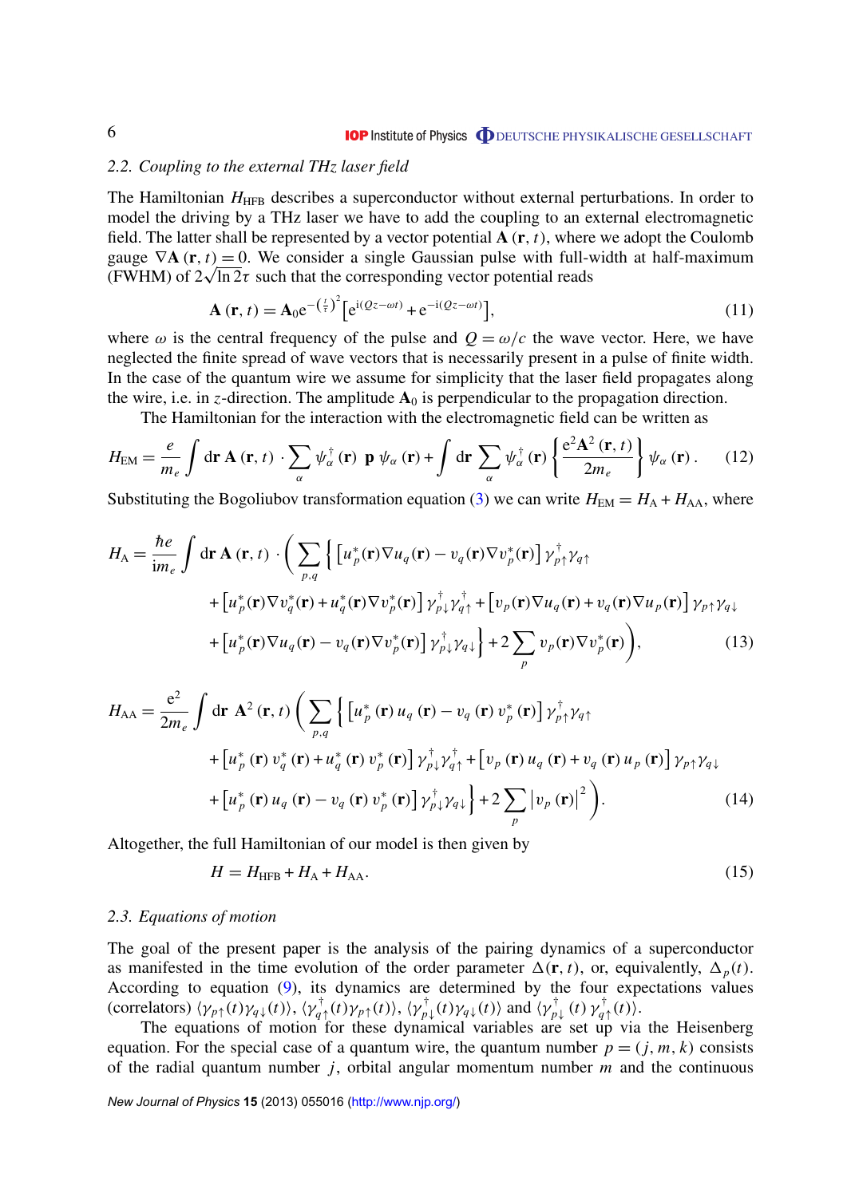### 2.2. Coupling to the external THz laser field

The Hamiltonian $H_{\mathrm{HFB}}$ describes a superconductor without external perturbations. In order to model the driving by a THz laser we have to add the coupling to an external electromagnetic field. The latter shall be represented by a vector potential $\mathbf{A}(\mathbf{r}, t)$, where we adopt the Coulomb gauge $\nabla \mathbf{A}(\mathbf{r}, t) = 0$. We consider a single Gaussian pulse with full-width at half-maximum (FWHM) of $2\sqrt{\ln 2}\tau$ such that the corresponding vector potential reads

$$\mathbf{A}(\mathbf{r}, t) = \mathbf{A}_0 \mathrm{e}^{-\left(\frac{t}{\tau}\right)^2} \left[\mathrm{e}^{\mathrm{i}(Qz-\omega t)} + \mathrm{e}^{-\mathrm{i}(Qz-\omega t)}\right], \tag{11}$$

where $\omega$ is the central frequency of the pulse and $Q = \omega/c$ the wave vector. Here, we have neglected the finite spread of wave vectors that is necessarily present in a pulse of finite width. In the case of the quantum wire we assume for simplicity that the laser field propagates along the wire, i.e. in $z$-direction. The amplitude $\mathbf{A}_0$ is perpendicular to the propagation direction.

The Hamiltonian for the interaction with the electromagnetic field can be written as

$$H_{\mathrm{EM}} = \frac{e}{m_e} \int \mathrm{d}\mathbf{r}\, \mathbf{A}(\mathbf{r}, t) \cdot \sum_{\alpha} \psi_{\alpha}^{\dagger}(\mathbf{r})\ \mathbf{p}\ \psi_{\alpha}(\mathbf{r}) + \int \mathrm{d}\mathbf{r} \sum_{\alpha} \psi_{\alpha}^{\dagger}(\mathbf{r}) \left\{ \frac{\mathrm{e}^2 \mathbf{A}^2(\mathbf{r}, t)}{2m_e} \right\} \psi_{\alpha}(\mathbf{r}). \tag{12}$$

Substituting the Bogoliubov transformation equation (3) we can write $H_{\mathrm{EM}} = H_{\mathrm{A}} + H_{\mathrm{AA}}$, where

$$\begin{aligned} H_{\mathrm{A}} = \frac{\hbar e}{\mathrm{i} m_e} \int \mathrm{d}\mathbf{r}\, \mathbf{A}(\mathbf{r}, t) \cdot \Bigg( \sum_{p,q} \Big\{ & \left[u_p^*(\mathbf{r}) \nabla u_q(\mathbf{r}) - v_q(\mathbf{r}) \nabla v_p^*(\mathbf{r})\right] \gamma_{p\uparrow}^{\dagger} \gamma_{q\uparrow} \\ & + \left[u_p^*(\mathbf{r}) \nabla v_q^*(\mathbf{r}) + u_q^*(\mathbf{r}) \nabla v_p^*(\mathbf{r})\right] \gamma_{p\downarrow}^{\dagger} \gamma_{q\uparrow}^{\dagger} + \left[v_p(\mathbf{r}) \nabla u_q(\mathbf{r}) + v_q(\mathbf{r}) \nabla u_p(\mathbf{r})\right] \gamma_{p\uparrow} \gamma_{q\downarrow} \\ & + \left[u_p^*(\mathbf{r}) \nabla u_q(\mathbf{r}) - v_q(\mathbf{r}) \nabla v_p^*(\mathbf{r})\right] \gamma_{p\downarrow}^{\dagger} \gamma_{q\downarrow} \Big\} + 2 \sum_{p} v_p(\mathbf{r}) \nabla v_p^*(\mathbf{r}) \Bigg), \end{aligned} \tag{13}$$

$$\begin{aligned} H_{\mathrm{AA}} = \frac{\mathrm{e}^2}{2m_e} \int \mathrm{d}\mathbf{r}\ \mathbf{A}^2(\mathbf{r}, t) \Bigg( \sum_{p,q} \Big\{ & \left[u_p^*(\mathbf{r})\, u_q(\mathbf{r}) - v_q(\mathbf{r})\, v_p^*(\mathbf{r})\right] \gamma_{p\uparrow}^{\dagger} \gamma_{q\uparrow} \\ & + \left[u_p^*(\mathbf{r})\, v_q^*(\mathbf{r}) + u_q^*(\mathbf{r})\, v_p^*(\mathbf{r})\right] \gamma_{p\downarrow}^{\dagger} \gamma_{q\uparrow}^{\dagger} + \left[v_p(\mathbf{r})\, u_q(\mathbf{r}) + v_q(\mathbf{r})\, u_p(\mathbf{r})\right] \gamma_{p\uparrow} \gamma_{q\downarrow} \\ & + \left[u_p^*(\mathbf{r})\, u_q(\mathbf{r}) - v_q(\mathbf{r})\, v_p^*(\mathbf{r})\right] \gamma_{p\downarrow}^{\dagger} \gamma_{q\downarrow} \Big\} + 2 \sum_{p} \left|v_p(\mathbf{r})\right|^2 \Bigg). \end{aligned} \tag{14}$$

Altogether, the full Hamiltonian of our model is then given by

$$H = H_{\mathrm{HFB}} + H_{\mathrm{A}} + H_{\mathrm{AA}}. \tag{15}$$

### 2.3. Equations of motion

The goal of the present paper is the analysis of the pairing dynamics of a superconductor as manifested in the time evolution of the order parameter $\Delta(\mathbf{r}, t)$, or, equivalently, $\Delta_p(t)$. According to equation (9), its dynamics are determined by the four expectations values (correlators) $\langle \gamma_{p\uparrow}(t) \gamma_{q\downarrow}(t) \rangle$, $\langle \gamma_{q\uparrow}^{\dagger}(t) \gamma_{p\uparrow}(t) \rangle$, $\langle \gamma_{p\downarrow}^{\dagger}(t) \gamma_{q\downarrow}(t) \rangle$ and $\langle \gamma_{p\downarrow}^{\dagger}(t)\, \gamma_{q\uparrow}^{\dagger}(t) \rangle$.

The equations of motion for these dynamical variables are set up via the Heisenberg equation. For the special case of a quantum wire, the quantum number $p = (j, m, k)$ consists of the radial quantum number $j$, orbital angular momentum number $m$ and the continuous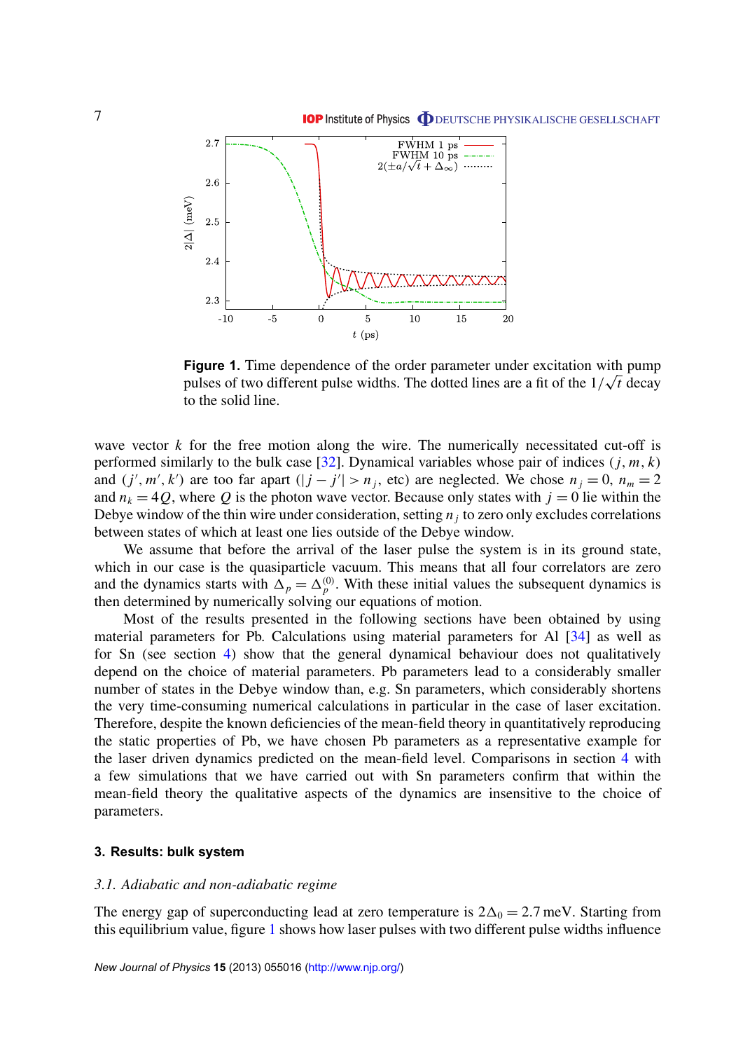**Figure 1.** Time dependence of the order parameter under excitation with pump pulses of two different pulse widths. The dotted lines are a fit of the $1/\sqrt{t}$ decay to the solid line.

wave vector $k$ for the free motion along the wire. The numerically necessitated cut-off is performed similarly to the bulk case [32]. Dynamical variables whose pair of indices $(j, m, k)$ and $(j', m', k')$ are too far apart ($|j - j'| > n_j$, etc) are neglected. We chose $n_j = 0$, $n_m = 2$ and $n_k = 4Q$, where $Q$ is the photon wave vector. Because only states with $j = 0$ lie within the Debye window of the thin wire under consideration, setting $n_j$ to zero only excludes correlations between states of which at least one lies outside of the Debye window.

We assume that before the arrival of the laser pulse the system is in its ground state, which in our case is the quasiparticle vacuum. This means that all four correlators are zero and the dynamics starts with $\Delta_p = \Delta_p^{(0)}$. With these initial values the subsequent dynamics is then determined by numerically solving our equations of motion.

Most of the results presented in the following sections have been obtained by using material parameters for Pb. Calculations using material parameters for Al [34] as well as for Sn (see section 4) show that the general dynamical behaviour does not qualitatively depend on the choice of material parameters. Pb parameters lead to a considerably smaller number of states in the Debye window than, e.g. Sn parameters, which considerably shortens the very time-consuming numerical calculations in particular in the case of laser excitation. Therefore, despite the known deficiencies of the mean-field theory in quantitatively reproducing the static properties of Pb, we have chosen Pb parameters as a representative example for the laser driven dynamics predicted on the mean-field level. Comparisons in section 4 with a few simulations that we have carried out with Sn parameters confirm that within the mean-field theory the qualitative aspects of the dynamics are insensitive to the choice of parameters.

## 3. Results: bulk system

### 3.1. Adiabatic and non-adiabatic regime

The energy gap of superconducting lead at zero temperature is $2\Delta_0 = 2.7\,\text{meV}$. Starting from this equilibrium value, figure 1 shows how laser pulses with two different pulse widths influence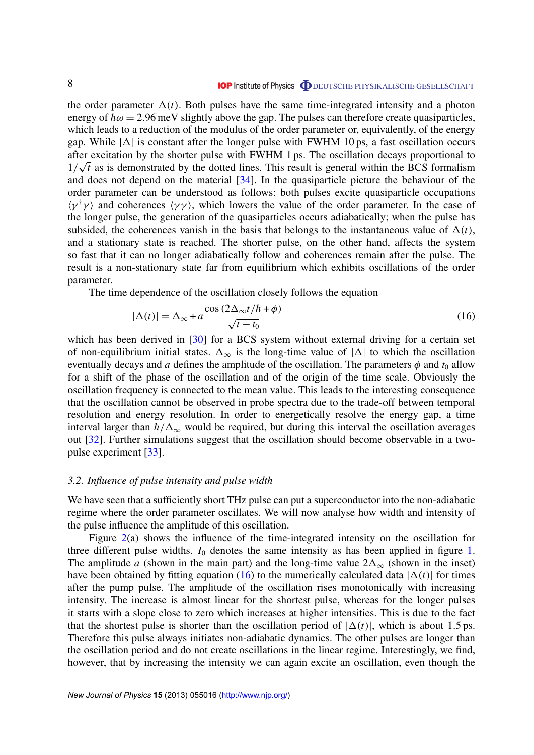the order parameter $\Delta(t)$. Both pulses have the same time-integrated intensity and a photon energy of $\hbar\omega = 2.96$ meV slightly above the gap. The pulses can therefore create quasiparticles, which leads to a reduction of the modulus of the order parameter or, equivalently, of the energy gap. While $|\Delta|$ is constant after the longer pulse with FWHM 10 ps, a fast oscillation occurs after excitation by the shorter pulse with FWHM 1 ps. The oscillation decays proportional to $1/\sqrt{t}$ as is demonstrated by the dotted lines. This result is general within the BCS formalism and does not depend on the material [34]. In the quasiparticle picture the behaviour of the order parameter can be understood as follows: both pulses excite quasiparticle occupations $\langle\gamma^{\dagger}\gamma\rangle$ and coherences $\langle\gamma\gamma\rangle$, which lowers the value of the order parameter. In the case of the longer pulse, the generation of the quasiparticles occurs adiabatically; when the pulse has subsided, the coherences vanish in the basis that belongs to the instantaneous value of $\Delta(t)$, and a stationary state is reached. The shorter pulse, on the other hand, affects the system so fast that it can no longer adiabatically follow and coherences remain after the pulse. The result is a non-stationary state far from equilibrium which exhibits oscillations of the order parameter.

The time dependence of the oscillation closely follows the equation

$$|\Delta(t)| = \Delta_\infty + a\frac{\cos\left(2\Delta_\infty t/\hbar + \phi\right)}{\sqrt{t-t_0}} \tag{16}$$

which has been derived in [30] for a BCS system without external driving for a certain set of non-equilibrium initial states. $\Delta_\infty$ is the long-time value of $|\Delta|$ to which the oscillation eventually decays and $a$ defines the amplitude of the oscillation. The parameters $\phi$ and $t_0$ allow for a shift of the phase of the oscillation and of the origin of the time scale. Obviously the oscillation frequency is connected to the mean value. This leads to the interesting consequence that the oscillation cannot be observed in probe spectra due to the trade-off between temporal resolution and energy resolution. In order to energetically resolve the energy gap, a time interval larger than $\hbar/\Delta_\infty$ would be required, but during this interval the oscillation averages out [32]. Further simulations suggest that the oscillation should become observable in a two-pulse experiment [33].

### *3.2. Influence of pulse intensity and pulse width*

We have seen that a sufficiently short THz pulse can put a superconductor into the non-adiabatic regime where the order parameter oscillates. We will now analyse how width and intensity of the pulse influence the amplitude of this oscillation.

Figure 2(a) shows the influence of the time-integrated intensity on the oscillation for three different pulse widths. $I_0$ denotes the same intensity as has been applied in figure 1. The amplitude $a$ (shown in the main part) and the long-time value $2\Delta_\infty$ (shown in the inset) have been obtained by fitting equation (16) to the numerically calculated data $|\Delta(t)|$ for times after the pump pulse. The amplitude of the oscillation rises monotonically with increasing intensity. The increase is almost linear for the shortest pulse, whereas for the longer pulses it starts with a slope close to zero which increases at higher intensities. This is due to the fact that the shortest pulse is shorter than the oscillation period of $|\Delta(t)|$, which is about 1.5 ps. Therefore this pulse always initiates non-adiabatic dynamics. The other pulses are longer than the oscillation period and do not create oscillations in the linear regime. Interestingly, we find, however, that by increasing the intensity we can again excite an oscillation, even though the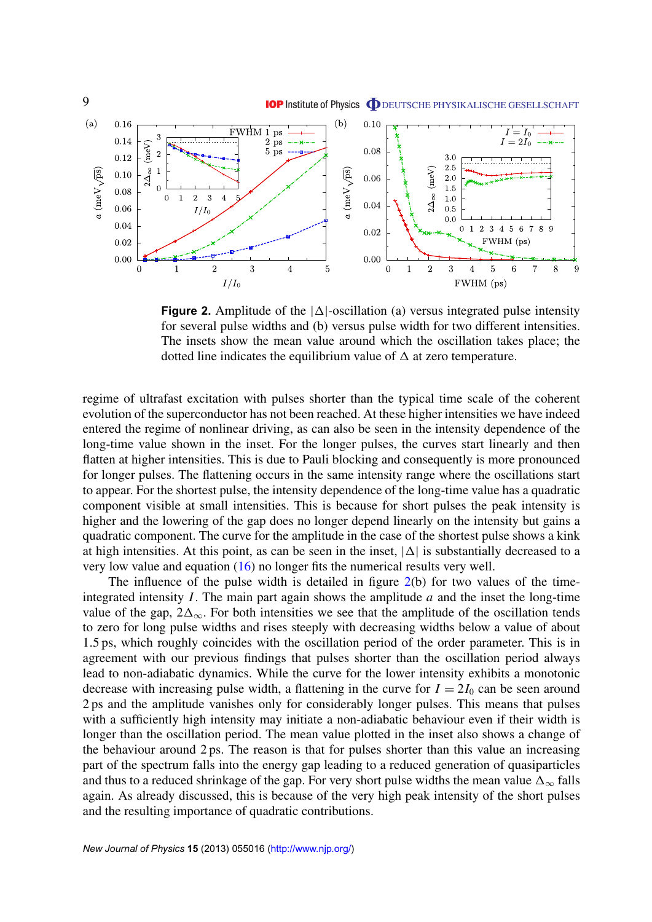**Figure 2.** Amplitude of the $|\Delta|$-oscillation (a) versus integrated pulse intensity for several pulse widths and (b) versus pulse width for two different intensities. The insets show the mean value around which the oscillation takes place; the dotted line indicates the equilibrium value of $\Delta$ at zero temperature.

regime of ultrafast excitation with pulses shorter than the typical time scale of the coherent evolution of the superconductor has not been reached. At these higher intensities we have indeed entered the regime of nonlinear driving, as can also be seen in the intensity dependence of the long-time value shown in the inset. For the longer pulses, the curves start linearly and then flatten at higher intensities. This is due to Pauli blocking and consequently is more pronounced for longer pulses. The flattening occurs in the same intensity range where the oscillations start to appear. For the shortest pulse, the intensity dependence of the long-time value has a quadratic component visible at small intensities. This is because for short pulses the peak intensity is higher and the lowering of the gap does no longer depend linearly on the intensity but gains a quadratic component. The curve for the amplitude in the case of the shortest pulse shows a kink at high intensities. At this point, as can be seen in the inset, $|\Delta|$ is substantially decreased to a very low value and equation (16) no longer fits the numerical results very well.

The influence of the pulse width is detailed in figure 2(b) for two values of the time-integrated intensity $I$. The main part again shows the amplitude $a$ and the inset the long-time value of the gap, $2\Delta_\infty$. For both intensities we see that the amplitude of the oscillation tends to zero for long pulse widths and rises steeply with decreasing widths below a value of about 1.5 ps, which roughly coincides with the oscillation period of the order parameter. This is in agreement with our previous findings that pulses shorter than the oscillation period always lead to non-adiabatic dynamics. While the curve for the lower intensity exhibits a monotonic decrease with increasing pulse width, a flattening in the curve for $I = 2I_0$ can be seen around 2 ps and the amplitude vanishes only for considerably longer pulses. This means that pulses with a sufficiently high intensity may initiate a non-adiabatic behaviour even if their width is longer than the oscillation period. The mean value plotted in the inset also shows a change of the behaviour around 2 ps. The reason is that for pulses shorter than this value an increasing part of the spectrum falls into the energy gap leading to a reduced generation of quasiparticles and thus to a reduced shrinkage of the gap. For very short pulse widths the mean value $\Delta_\infty$ falls again. As already discussed, this is because of the very high peak intensity of the short pulses and the resulting importance of quadratic contributions.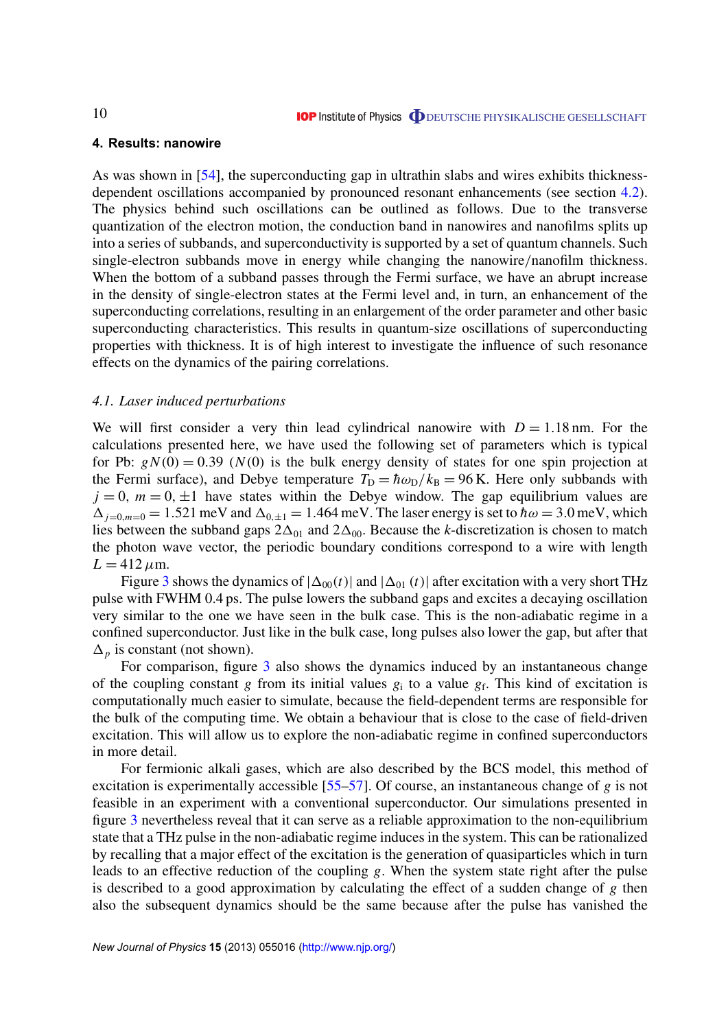## 4. Results: nanowire

As was shown in [54], the superconducting gap in ultrathin slabs and wires exhibits thickness-dependent oscillations accompanied by pronounced resonant enhancements (see section 4.2). The physics behind such oscillations can be outlined as follows. Due to the transverse quantization of the electron motion, the conduction band in nanowires and nanofilms splits up into a series of subbands, and superconductivity is supported by a set of quantum channels. Such single-electron subbands move in energy while changing the nanowire/nanofilm thickness. When the bottom of a subband passes through the Fermi surface, we have an abrupt increase in the density of single-electron states at the Fermi level and, in turn, an enhancement of the superconducting correlations, resulting in an enlargement of the order parameter and other basic superconducting characteristics. This results in quantum-size oscillations of superconducting properties with thickness. It is of high interest to investigate the influence of such resonance effects on the dynamics of the pairing correlations.

### *4.1. Laser induced perturbations*

We will first consider a very thin lead cylindrical nanowire with $D = 1.18\,\text{nm}$. For the calculations presented here, we have used the following set of parameters which is typical for Pb: $gN(0) = 0.39$ ($N(0)$ is the bulk energy density of states for one spin projection at the Fermi surface), and Debye temperature $T_\text{D} = \hbar\omega_\text{D}/k_\text{B} = 96\,\text{K}$. Here only subbands with $j = 0$, $m = 0, \pm 1$ have states within the Debye window. The gap equilibrium values are $\Delta_{j=0,m=0} = 1.521\,\text{meV}$ and $\Delta_{0,\pm 1} = 1.464\,\text{meV}$. The laser energy is set to $\hbar\omega = 3.0\,\text{meV}$, which lies between the subband gaps $2\Delta_{01}$ and $2\Delta_{00}$. Because the $k$-discretization is chosen to match the photon wave vector, the periodic boundary conditions correspond to a wire with length $L = 412\,\mu\text{m}$.

Figure 3 shows the dynamics of $|\Delta_{00}(t)|$ and $|\Delta_{01}(t)|$ after excitation with a very short THz pulse with FWHM 0.4 ps. The pulse lowers the subband gaps and excites a decaying oscillation very similar to the one we have seen in the bulk case. This is the non-adiabatic regime in a confined superconductor. Just like in the bulk case, long pulses also lower the gap, but after that $\Delta_p$ is constant (not shown).

For comparison, figure 3 also shows the dynamics induced by an instantaneous change of the coupling constant $g$ from its initial values $g_\text{i}$ to a value $g_\text{f}$. This kind of excitation is computationally much easier to simulate, because the field-dependent terms are responsible for the bulk of the computing time. We obtain a behaviour that is close to the case of field-driven excitation. This will allow us to explore the non-adiabatic regime in confined superconductors in more detail.

For fermionic alkali gases, which are also described by the BCS model, this method of excitation is experimentally accessible [55–57]. Of course, an instantaneous change of $g$ is not feasible in an experiment with a conventional superconductor. Our simulations presented in figure 3 nevertheless reveal that it can serve as a reliable approximation to the non-equilibrium state that a THz pulse in the non-adiabatic regime induces in the system. This can be rationalized by recalling that a major effect of the excitation is the generation of quasiparticles which in turn leads to an effective reduction of the coupling $g$. When the system state right after the pulse is described to a good approximation by calculating the effect of a sudden change of $g$ then also the subsequent dynamics should be the same because after the pulse has vanished the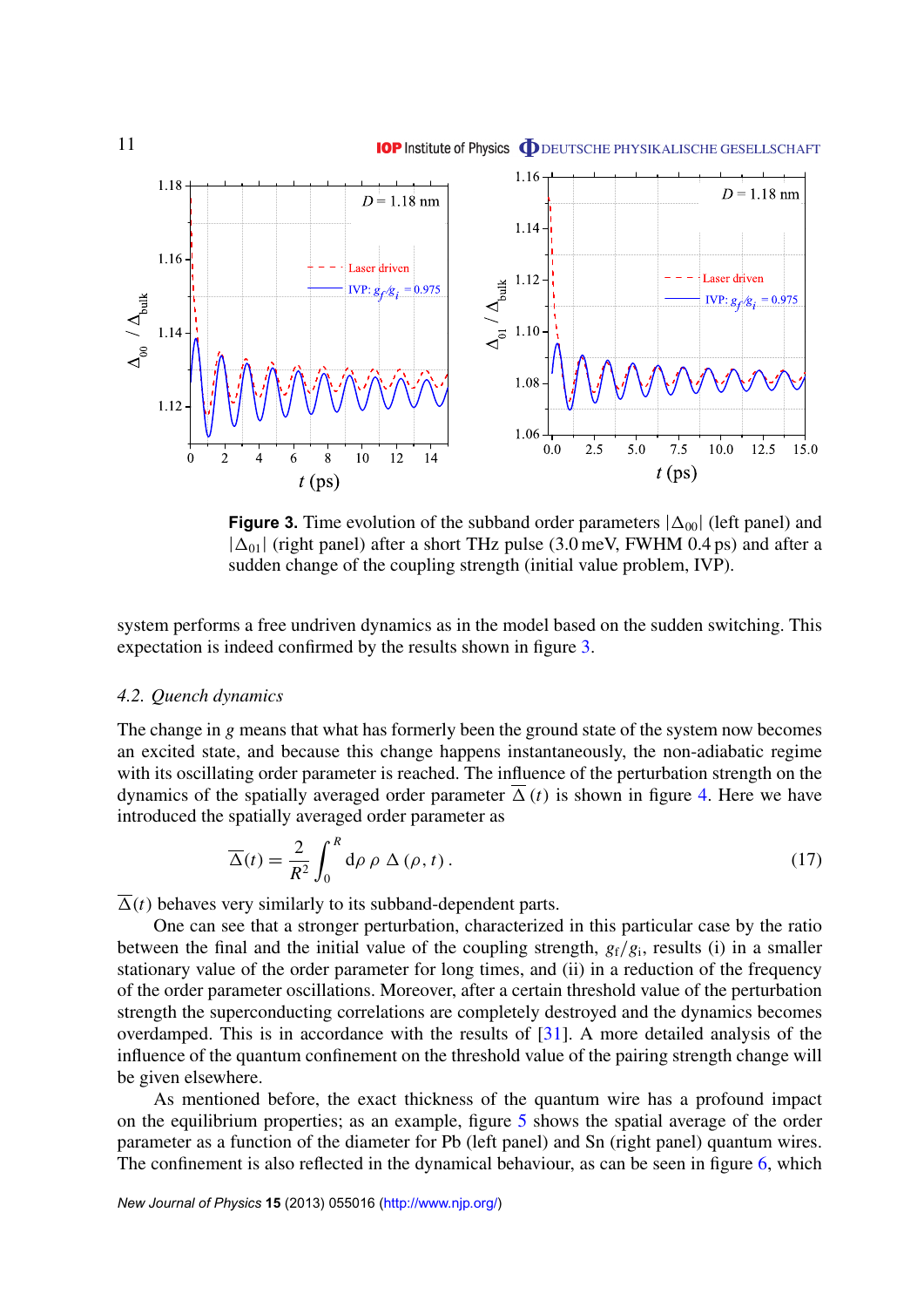**Figure 3.** Time evolution of the subband order parameters $|\Delta_{00}|$ (left panel) and $|\Delta_{01}|$ (right panel) after a short THz pulse (3.0 meV, FWHM 0.4 ps) and after a sudden change of the coupling strength (initial value problem, IVP).

system performs a free undriven dynamics as in the model based on the sudden switching. This expectation is indeed confirmed by the results shown in figure 3.

### 4.2. Quench dynamics

The change in $g$ means that what has formerly been the ground state of the system now becomes an excited state, and because this change happens instantaneously, the non-adiabatic regime with its oscillating order parameter is reached. The influence of the perturbation strength on the dynamics of the spatially averaged order parameter $\overline{\Delta}(t)$ is shown in figure 4. Here we have introduced the spatially averaged order parameter as

$$\overline{\Delta}(t) = \frac{2}{R^2} \int_0^R \mathrm{d}\rho \, \rho \, \Delta(\rho, t) \,. \tag{17}$$

$\overline{\Delta}(t)$ behaves very similarly to its subband-dependent parts.

One can see that a stronger perturbation, characterized in this particular case by the ratio between the final and the initial value of the coupling strength, $g_{\mathrm{f}}/g_{\mathrm{i}}$, results (i) in a smaller stationary value of the order parameter for long times, and (ii) in a reduction of the frequency of the order parameter oscillations. Moreover, after a certain threshold value of the perturbation strength the superconducting correlations are completely destroyed and the dynamics becomes overdamped. This is in accordance with the results of [31]. A more detailed analysis of the influence of the quantum confinement on the threshold value of the pairing strength change will be given elsewhere.

As mentioned before, the exact thickness of the quantum wire has a profound impact on the equilibrium properties; as an example, figure 5 shows the spatial average of the order parameter as a function of the diameter for Pb (left panel) and Sn (right panel) quantum wires. The confinement is also reflected in the dynamical behaviour, as can be seen in figure 6, which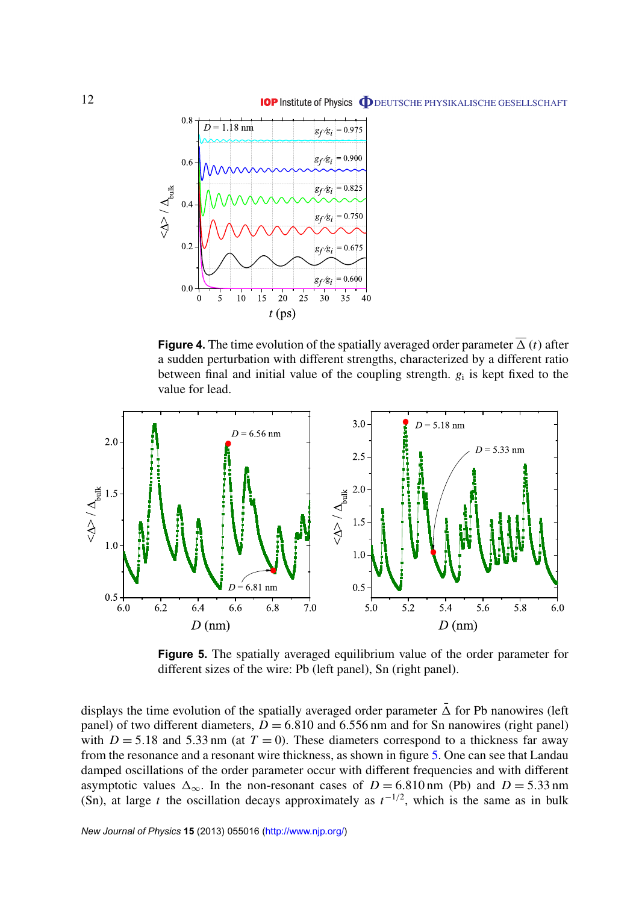**Figure 4.** The time evolution of the spatially averaged order parameter $\overline{\Delta}\,(t)$ after a sudden perturbation with different strengths, characterized by a different ratio between final and initial value of the coupling strength. $g_\mathrm{i}$ is kept fixed to the value for lead.

**Figure 5.** The spatially averaged equilibrium value of the order parameter for different sizes of the wire: Pb (left panel), Sn (right panel).

displays the time evolution of the spatially averaged order parameter $\bar{\Delta}$ for Pb nanowires (left panel) of two different diameters, $D = 6.810$ and $6.556\,\mathrm{nm}$ and for Sn nanowires (right panel) with $D = 5.18$ and $5.33\,\mathrm{nm}$ (at $T = 0$). These diameters correspond to a thickness far away from the resonance and a resonant wire thickness, as shown in figure 5. One can see that Landau damped oscillations of the order parameter occur with different frequencies and with different asymptotic values $\Delta_\infty$. In the non-resonant cases of $D = 6.810\,\mathrm{nm}$ (Pb) and $D = 5.33\,\mathrm{nm}$ (Sn), at large $t$ the oscillation decays approximately as $t^{-1/2}$, which is the same as in bulk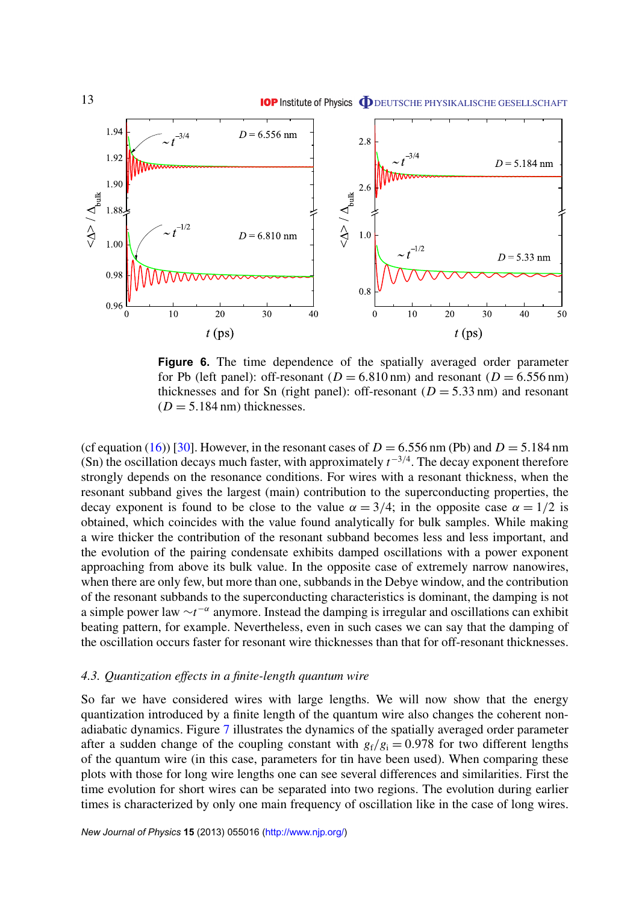**Figure 6.** The time dependence of the spatially averaged order parameter for Pb (left panel): off-resonant ($D = 6.810$ nm) and resonant ($D = 6.556$ nm) thicknesses and for Sn (right panel): off-resonant ($D = 5.33$ nm) and resonant ($D = 5.184$ nm) thicknesses.

(cf equation (16)) [30]. However, in the resonant cases of $D = 6.556$ nm (Pb) and $D = 5.184$ nm (Sn) the oscillation decays much faster, with approximately $t^{-3/4}$. The decay exponent therefore strongly depends on the resonance conditions. For wires with a resonant thickness, when the resonant subband gives the largest (main) contribution to the superconducting properties, the decay exponent is found to be close to the value $\alpha = 3/4$; in the opposite case $\alpha = 1/2$ is obtained, which coincides with the value found analytically for bulk samples. While making a wire thicker the contribution of the resonant subband becomes less and less important, and the evolution of the pairing condensate exhibits damped oscillations with a power exponent approaching from above its bulk value. In the opposite case of extremely narrow nanowires, when there are only few, but more than one, subbands in the Debye window, and the contribution of the resonant subbands to the superconducting characteristics is dominant, the damping is not a simple power law $\sim t^{-\alpha}$ anymore. Instead the damping is irregular and oscillations can exhibit beating pattern, for example. Nevertheless, even in such cases we can say that the damping of the oscillation occurs faster for resonant wire thicknesses than that for off-resonant thicknesses.

### *4.3. Quantization effects in a finite-length quantum wire*

So far we have considered wires with large lengths. We will now show that the energy quantization introduced by a finite length of the quantum wire also changes the coherent non-adiabatic dynamics. Figure 7 illustrates the dynamics of the spatially averaged order parameter after a sudden change of the coupling constant with $g_f/g_i = 0.978$ for two different lengths of the quantum wire (in this case, parameters for tin have been used). When comparing these plots with those for long wire lengths one can see several differences and similarities. First the time evolution for short wires can be separated into two regions. The evolution during earlier times is characterized by only one main frequency of oscillation like in the case of long wires.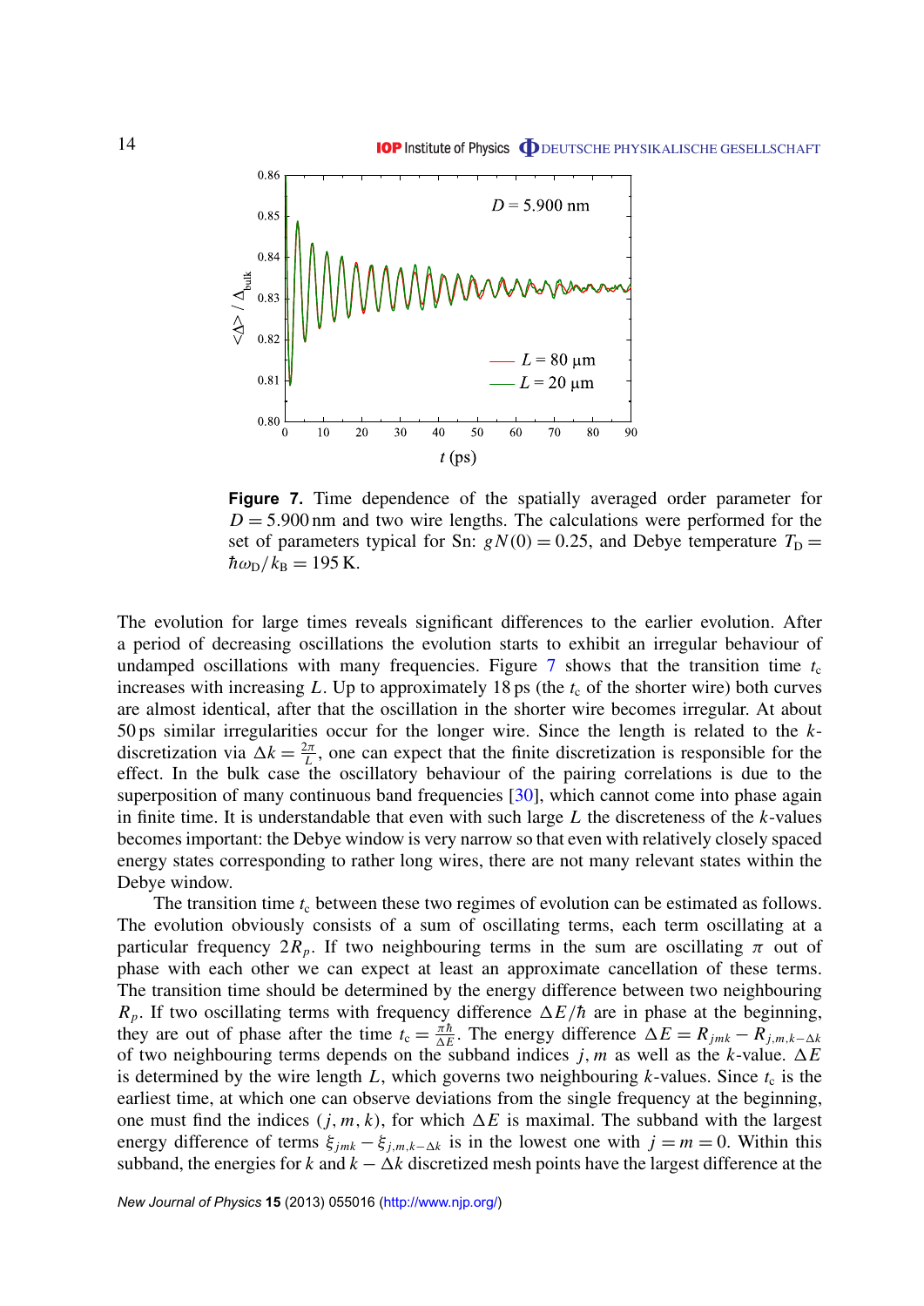**Figure 7.** Time dependence of the spatially averaged order parameter for $D = 5.900\,\text{nm}$ and two wire lengths. The calculations were performed for the set of parameters typical for Sn: $gN(0) = 0.25$, and Debye temperature $T_D = \hbar\omega_D/k_B = 195\,\text{K}$.

The evolution for large times reveals significant differences to the earlier evolution. After a period of decreasing oscillations the evolution starts to exhibit an irregular behaviour of undamped oscillations with many frequencies. Figure 7 shows that the transition time $t_c$ increases with increasing $L$. Up to approximately 18 ps (the $t_c$ of the shorter wire) both curves are almost identical, after that the oscillation in the shorter wire becomes irregular. At about 50 ps similar irregularities occur for the longer wire. Since the length is related to the $k$-discretization via $\Delta k = \frac{2\pi}{L}$, one can expect that the finite discretization is responsible for the effect. In the bulk case the oscillatory behaviour of the pairing correlations is due to the superposition of many continuous band frequencies [30], which cannot come into phase again in finite time. It is understandable that even with such large $L$ the discreteness of the $k$-values becomes important: the Debye window is very narrow so that even with relatively closely spaced energy states corresponding to rather long wires, there are not many relevant states within the Debye window.

The transition time $t_c$ between these two regimes of evolution can be estimated as follows. The evolution obviously consists of a sum of oscillating terms, each term oscillating at a particular frequency $2R_p$. If two neighbouring terms in the sum are oscillating $\pi$ out of phase with each other we can expect at least an approximate cancellation of these terms. The transition time should be determined by the energy difference between two neighbouring $R_p$. If two oscillating terms with frequency difference $\Delta E/\hbar$ are in phase at the beginning, they are out of phase after the time $t_c = \frac{\pi\hbar}{\Delta E}$. The energy difference $\Delta E = R_{jmk} - R_{j,m,k-\Delta k}$ of two neighbouring terms depends on the subband indices $j, m$ as well as the $k$-value. $\Delta E$ is determined by the wire length $L$, which governs two neighbouring $k$-values. Since $t_c$ is the earliest time, at which one can observe deviations from the single frequency at the beginning, one must find the indices $(j, m, k)$, for which $\Delta E$ is maximal. The subband with the largest energy difference of terms $\xi_{jmk} - \xi_{j,m,k-\Delta k}$ is in the lowest one with $j = m = 0$. Within this subband, the energies for $k$ and $k - \Delta k$ discretized mesh points have the largest difference at the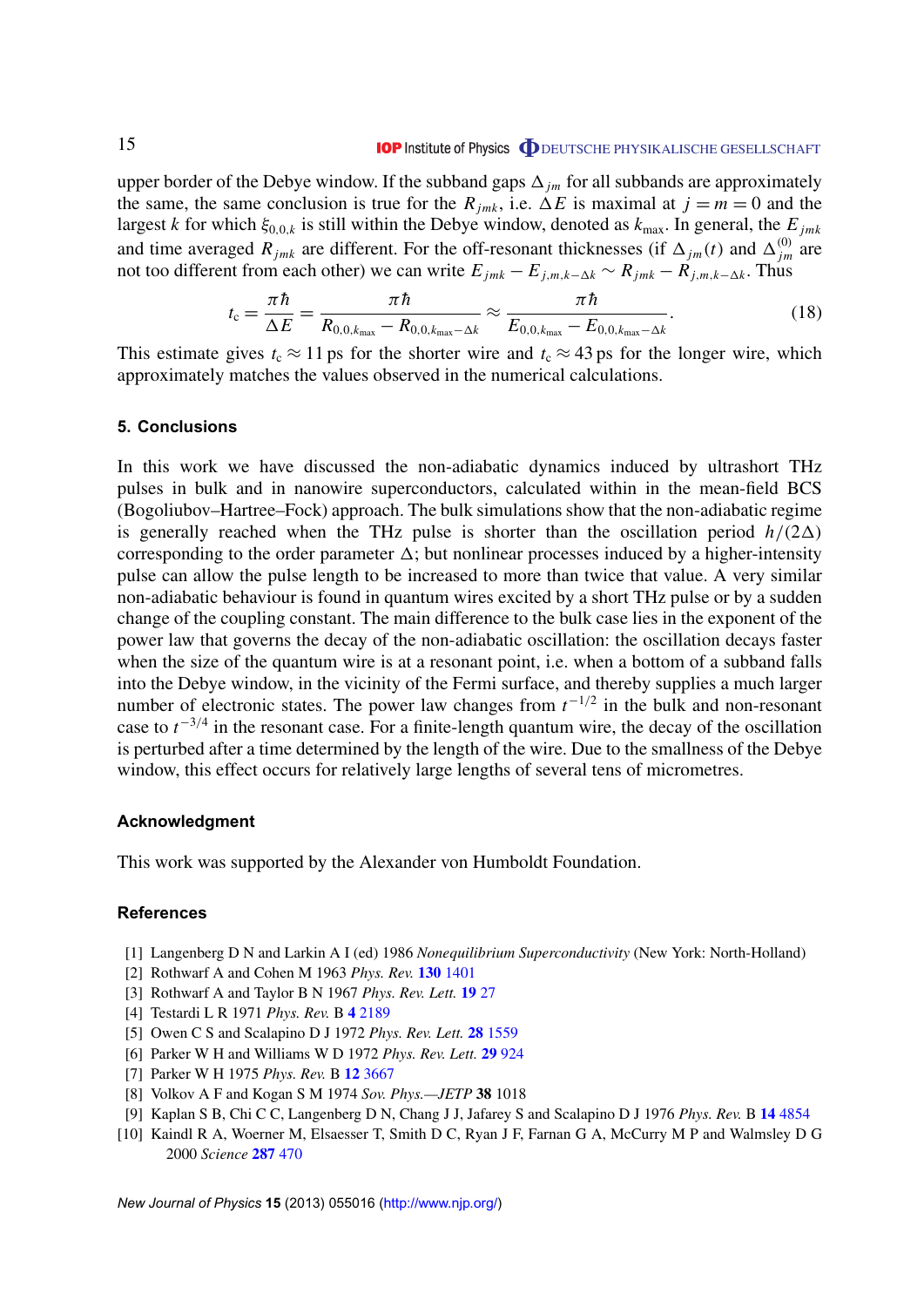upper border of the Debye window. If the subband gaps $\Delta_{jm}$ for all subbands are approximately the same, the same conclusion is true for the $R_{jmk}$, i.e. $\Delta E$ is maximal at $j = m = 0$ and the largest $k$ for which $\xi_{0,0,k}$ is still within the Debye window, denoted as $k_{\max}$. In general, the $E_{jmk}$ and time averaged $R_{jmk}$ are different. For the off-resonant thicknesses (if $\Delta_{jm}(t)$ and $\Delta_{jm}^{(0)}$ are not too different from each other) we can write $E_{jmk} - E_{j,m,k-\Delta k} \sim R_{jmk} - R_{j,m,k-\Delta k}$. Thus

$$t_c = \frac{\pi\hbar}{\Delta E} = \frac{\pi\hbar}{R_{0,0,k_{\max}} - R_{0,0,k_{\max}-\Delta k}} \approx \frac{\pi\hbar}{E_{0,0,k_{\max}} - E_{0,0,k_{\max}-\Delta k}}. \tag{18}$$

This estimate gives $t_c \approx 11$ ps for the shorter wire and $t_c \approx 43$ ps for the longer wire, which approximately matches the values observed in the numerical calculations.

## 5. Conclusions

In this work we have discussed the non-adiabatic dynamics induced by ultrashort THz pulses in bulk and in nanowire superconductors, calculated within in the mean-field BCS (Bogoliubov–Hartree–Fock) approach. The bulk simulations show that the non-adiabatic regime is generally reached when the THz pulse is shorter than the oscillation period $h/(2\Delta)$ corresponding to the order parameter $\Delta$; but nonlinear processes induced by a higher-intensity pulse can allow the pulse length to be increased to more than twice that value. A very similar non-adiabatic behaviour is found in quantum wires excited by a short THz pulse or by a sudden change of the coupling constant. The main difference to the bulk case lies in the exponent of the power law that governs the decay of the non-adiabatic oscillation: the oscillation decays faster when the size of the quantum wire is at a resonant point, i.e. when a bottom of a subband falls into the Debye window, in the vicinity of the Fermi surface, and thereby supplies a much larger number of electronic states. The power law changes from $t^{-1/2}$ in the bulk and non-resonant case to $t^{-3/4}$ in the resonant case. For a finite-length quantum wire, the decay of the oscillation is perturbed after a time determined by the length of the wire. Due to the smallness of the Debye window, this effect occurs for relatively large lengths of several tens of micrometres.

### Acknowledgment

This work was supported by the Alexander von Humboldt Foundation.

### References

[1] Langenberg D N and Larkin A I (ed) 1986 *Nonequilibrium Superconductivity* (New York: North-Holland)
[2] Rothwarf A and Cohen M 1963 *Phys. Rev.* **130** 1401
[3] Rothwarf A and Taylor B N 1967 *Phys. Rev. Lett.* **19** 27
[4] Testardi L R 1971 *Phys. Rev.* B **4** 2189
[5] Owen C S and Scalapino D J 1972 *Phys. Rev. Lett.* **28** 1559
[6] Parker W H and Williams W D 1972 *Phys. Rev. Lett.* **29** 924
[7] Parker W H 1975 *Phys. Rev.* B **12** 3667
[8] Volkov A F and Kogan S M 1974 *Sov. Phys.—JETP* **38** 1018
[9] Kaplan S B, Chi C C, Langenberg D N, Chang J J, Jafarey S and Scalapino D J 1976 *Phys. Rev.* B **14** 4854
[10] Kaindl R A, Woerner M, Elsaesser T, Smith D C, Ryan J F, Farnan G A, McCurry M P and Walmsley D G 2000 *Science* **287** 470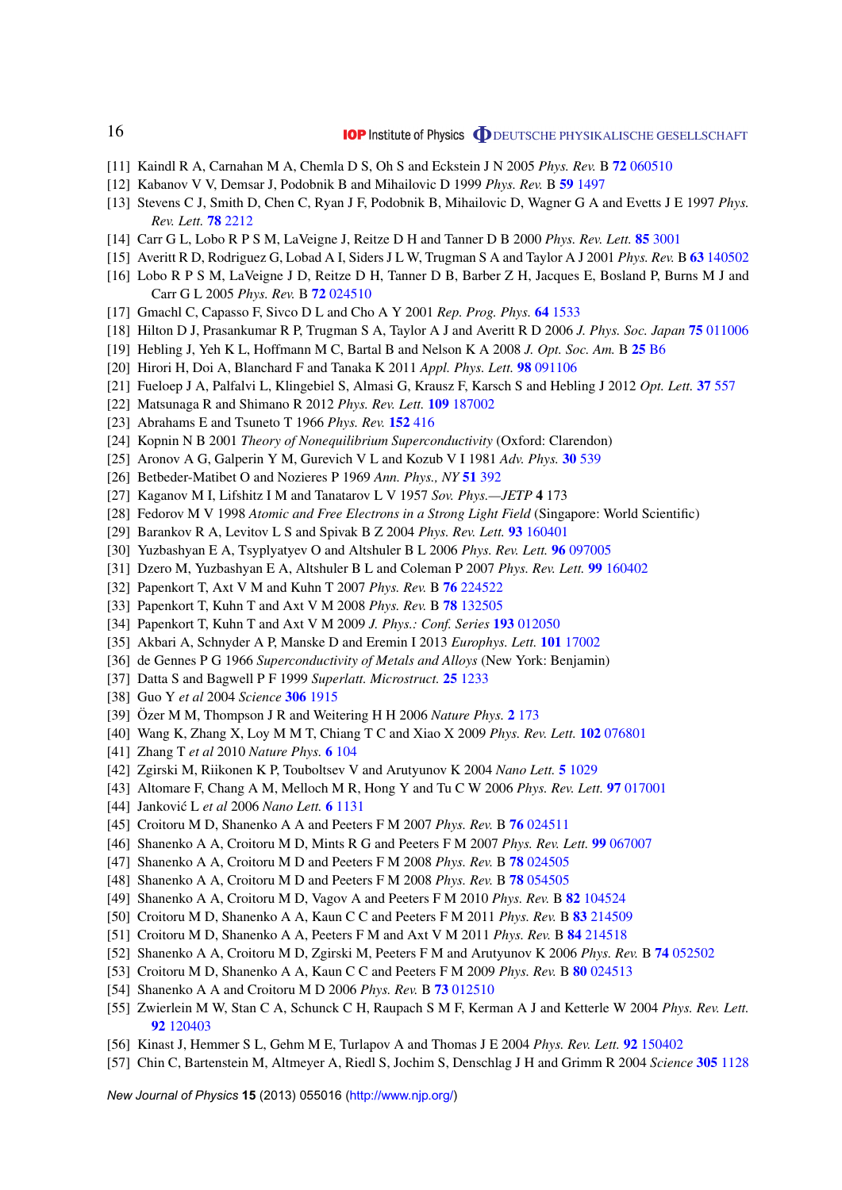[11] Kaindl R A, Carnahan M A, Chemla D S, Oh S and Eckstein J N 2005 *Phys. Rev.* B **72** 060510

[12] Kabanov V V, Demsar J, Podobnik B and Mihailovic D 1999 *Phys. Rev.* B **59** 1497

[13] Stevens C J, Smith D, Chen C, Ryan J F, Podobnik B, Mihailovic D, Wagner G A and Evetts J E 1997 *Phys. Rev. Lett.* **78** 2212

[14] Carr G L, Lobo R P S M, LaVeigne J, Reitze D H and Tanner D B 2000 *Phys. Rev. Lett.* **85** 3001

[15] Averitt R D, Rodriguez G, Lobad A I, Siders J L W, Trugman S A and Taylor A J 2001 *Phys. Rev.* B **63** 140502

[16] Lobo R P S M, LaVeigne J D, Reitze D H, Tanner D B, Barber Z H, Jacques E, Bosland P, Burns M J and Carr G L 2005 *Phys. Rev.* B **72** 024510

[17] Gmachl C, Capasso F, Sivco D L and Cho A Y 2001 *Rep. Prog. Phys.* **64** 1533

[18] Hilton D J, Prasankumar R P, Trugman S A, Taylor A J and Averitt R D 2006 *J. Phys. Soc. Japan* **75** 011006

[19] Hebling J, Yeh K L, Hoffmann M C, Bartal B and Nelson K A 2008 *J. Opt. Soc. Am.* B **25** B6

[20] Hirori H, Doi A, Blanchard F and Tanaka K 2011 *Appl. Phys. Lett.* **98** 091106

[21] Fueloep J A, Palfalvi L, Klingebiel S, Almasi G, Krausz F, Karsch S and Hebling J 2012 *Opt. Lett.* **37** 557

[22] Matsunaga R and Shimano R 2012 *Phys. Rev. Lett.* **109** 187002

[23] Abrahams E and Tsuneto T 1966 *Phys. Rev.* **152** 416

[24] Kopnin N B 2001 *Theory of Nonequilibrium Superconductivity* (Oxford: Clarendon)

[25] Aronov A G, Galperin Y M, Gurevich V L and Kozub V I 1981 *Adv. Phys.* **30** 539

[26] Betbeder-Matibet O and Nozieres P 1969 *Ann. Phys., NY* **51** 392

[27] Kaganov M I, Lifshitz I M and Tanatarov L V 1957 *Sov. Phys.—JETP* **4** 173

[28] Fedorov M V 1998 *Atomic and Free Electrons in a Strong Light Field* (Singapore: World Scientific)

[29] Barankov R A, Levitov L S and Spivak B Z 2004 *Phys. Rev. Lett.* **93** 160401

[30] Yuzbashyan E A, Tsyplyatyev O and Altshuler B L 2006 *Phys. Rev. Lett.* **96** 097005

[31] Dzero M, Yuzbashyan E A, Altshuler B L and Coleman P 2007 *Phys. Rev. Lett.* **99** 160402

[32] Papenkort T, Axt V M and Kuhn T 2007 *Phys. Rev.* B **76** 224522

[33] Papenkort T, Kuhn T and Axt V M 2008 *Phys. Rev.* B **78** 132505

[34] Papenkort T, Kuhn T and Axt V M 2009 *J. Phys.: Conf. Series* **193** 012050

[35] Akbari A, Schnyder A P, Manske D and Eremin I 2013 *Europhys. Lett.* **101** 17002

[36] de Gennes P G 1966 *Superconductivity of Metals and Alloys* (New York: Benjamin)

[37] Datta S and Bagwell P F 1999 *Superlatt. Microstruct.* **25** 1233

[38] Guo Y *et al* 2004 *Science* **306** 1915

[39] Özer M M, Thompson J R and Weitering H H 2006 *Nature Phys.* **2** 173

[40] Wang K, Zhang X, Loy M M T, Chiang T C and Xiao X 2009 *Phys. Rev. Lett.* **102** 076801

[41] Zhang T *et al* 2010 *Nature Phys.* **6** 104

[42] Zgirski M, Riikonen K P, Touboltsev V and Arutyunov K 2004 *Nano Lett.* **5** 1029

[43] Altomare F, Chang A M, Melloch M R, Hong Y and Tu C W 2006 *Phys. Rev. Lett.* **97** 017001

[44] Janković L *et al* 2006 *Nano Lett.* **6** 1131

[45] Croitoru M D, Shanenko A A and Peeters F M 2007 *Phys. Rev.* B **76** 024511

[46] Shanenko A A, Croitoru M D, Mints R G and Peeters F M 2007 *Phys. Rev. Lett.* **99** 067007

[47] Shanenko A A, Croitoru M D and Peeters F M 2008 *Phys. Rev.* B **78** 024505

[48] Shanenko A A, Croitoru M D and Peeters F M 2008 *Phys. Rev.* B **78** 054505

[49] Shanenko A A, Croitoru M D, Vagov A and Peeters F M 2010 *Phys. Rev.* B **82** 104524

[50] Croitoru M D, Shanenko A A, Kaun C C and Peeters F M 2011 *Phys. Rev.* B **83** 214509

[51] Croitoru M D, Shanenko A A, Peeters F M and Axt V M 2011 *Phys. Rev.* B **84** 214518

[52] Shanenko A A, Croitoru M D, Zgirski M, Peeters F M and Arutyunov K 2006 *Phys. Rev.* B **74** 052502

[53] Croitoru M D, Shanenko A A, Kaun C C and Peeters F M 2009 *Phys. Rev.* B **80** 024513

[54] Shanenko A A and Croitoru M D 2006 *Phys. Rev.* B **73** 012510

[55] Zwierlein M W, Stan C A, Schunck C H, Raupach S M F, Kerman A J and Ketterle W 2004 *Phys. Rev. Lett.* **92** 120403

[56] Kinast J, Hemmer S L, Gehm M E, Turlapov A and Thomas J E 2004 *Phys. Rev. Lett.* **92** 150402

[57] Chin C, Bartenstein M, Altmeyer A, Riedl S, Jochim S, Denschlag J H and Grimm R 2004 *Science* **305** 1128